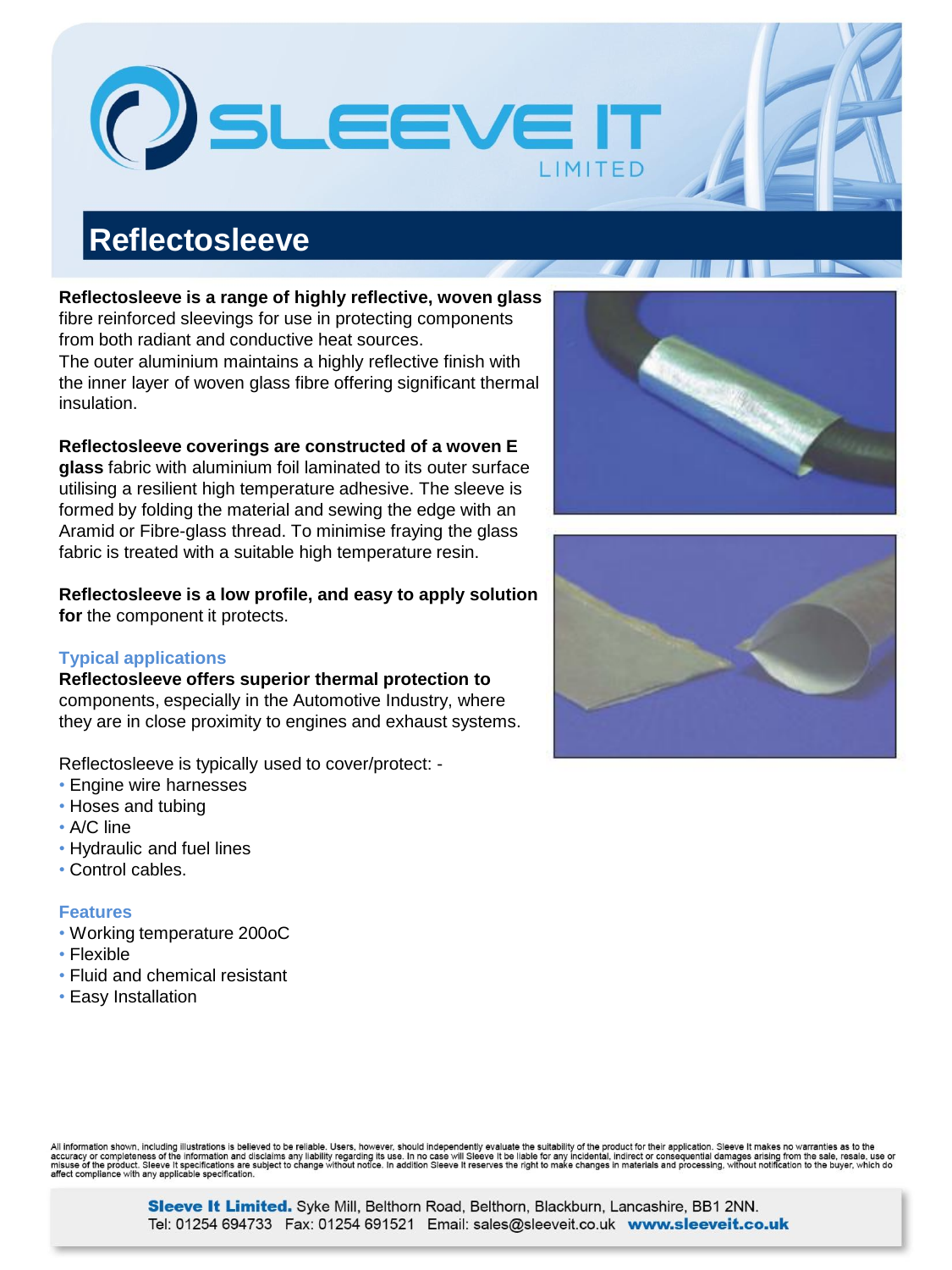# SLEEVE IT LIMITED

## Reflectosleeve

**Reflectosleeve is a range of highly reflective, woven glass** fibre reinforced sleevings for use in protecting components from both radiant and conductive heat sources.
The outer aluminium maintains a highly reflective finish with the inner layer of woven glass fibre offering significant thermal insulation.

**Reflectosleeve coverings are constructed of a woven E glass** fabric with aluminium foil laminated to its outer surface utilising a resilient high temperature adhesive. The sleeve is formed by folding the material and sewing the edge with an Aramid or Fibre-glass thread. To minimise fraying the glass fabric is treated with a suitable high temperature resin.

**Reflectosleeve is a low profile, and easy to apply solution for** the component it protects.

### Typical applications

**Reflectosleeve offers superior thermal protection to** components, especially in the Automotive Industry, where they are in close proximity to engines and exhaust systems.

Reflectosleeve is typically used to cover/protect: -

- Engine wire harnesses
- Hoses and tubing
- A/C line
- Hydraulic and fuel lines
- Control cables.

### Features

- Working temperature 200oC
- Flexible
- Fluid and chemical resistant
- Easy Installation

All information shown, including illustrations is believed to be reliable. Users, however, should independently evaluate the suitability of the product for their application. Sleeve It makes no warranties as to the accuracy or completeness of the information and disclaims any liability regarding its use. In no case will Sleeve It be liable for any incidental, indirect or consequential damages arising from the sale, resale, use or misuse of the product. Sleeve It specifications are subject to change without notice. In addition Sleeve It reserves the right to make changes in materials and processing, without notification to the buyer, which do affect compliance with any applicable specification.

**Sleeve It Limited.** Syke Mill, Belthorn Road, Belthorn, Blackburn, Lancashire, BB1 2NN.
Tel: 01254 694733 Fax: 01254 691521 Email: sales@sleeveit.co.uk **www.sleeveit.co.uk**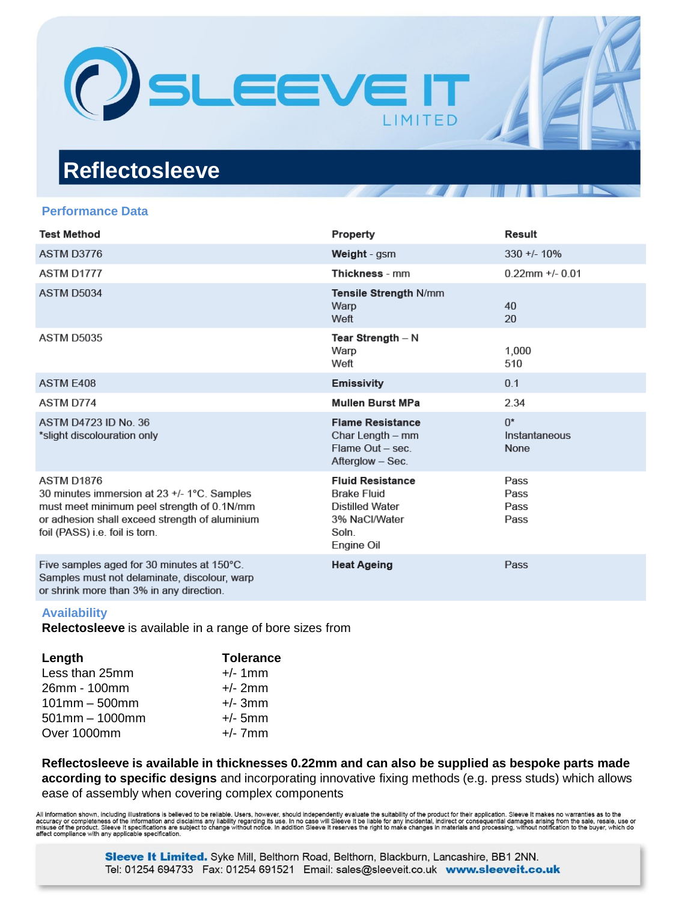# SLEEVE IT LIMITED

## Reflectosleeve

### Performance Data

| Test Method | Property | Result |
|---|---|---|
| ASTM D3776 | **Weight** - gsm | 330 +/- 10% |
| ASTM D1777 | **Thickness** - mm | 0.22mm +/- 0.01 |
| ASTM D5034 | **Tensile Strength** N/mm<br>Warp<br>Weft | <br>40<br>20 |
| ASTM D5035 | **Tear Strength** – N<br>Warp<br>Weft | <br>1,000<br>510 |
| ASTM E408 | **Emissivity** | 0.1 |
| ASTM D774 | **Mullen Burst MPa** | 2.34 |
| ASTM D4723 ID No. 36<br>*slight discolouration only | **Flame Resistance**<br>Char Length – mm<br>Flame Out – sec.<br>Afterglow – Sec. | 0*<br>Instantaneous<br>None |
| ASTM D1876<br>30 minutes immersion at 23 +/- 1°C. Samples must meet minimum peel strength of 0.1N/mm or adhesion shall exceed strength of aluminium foil (PASS) i.e. foil is torn. | **Fluid Resistance**<br>Brake Fluid<br>Distilled Water<br>3% NaCl/Water Soln.<br>Engine Oil | Pass<br>Pass<br>Pass<br>Pass |
| Five samples aged for 30 minutes at 150°C. Samples must not delaminate, discolour, warp or shrink more than 3% in any direction. | **Heat Ageing** | Pass |

### Availability

**Relectosleeve** is available in a range of bore sizes from

| **Length** | **Tolerance** |
|---|---|
| Less than 25mm | +/- 1mm |
| 26mm - 100mm | +/- 2mm |
| 101mm – 500mm | +/- 3mm |
| 501mm – 1000mm | +/- 5mm |
| Over 1000mm | +/- 7mm |

**Reflectosleeve is available in thicknesses 0.22mm and can also be supplied as bespoke parts made according to specific designs** and incorporating innovative fixing methods (e.g. press studs) which allows ease of assembly when covering complex components

All information shown, including illustrations is believed to be reliable. Users, however, should independently evaluate the suitability of the product for their application. Sleeve It makes no warranties as to the accuracy or completeness of the information and disclaims any liability regarding its use. In no case will Sleeve It be liable for any incidental, indirect or consequential damages arising from the sale, resale, use or misuse of the product. Sleeve It specifications are subject to change without notice. In addition Sleeve It reserves the right to make changes in materials and processing, without notification to the buyer, which do affect compliance with any applicable specification.

**Sleeve It Limited.** Syke Mill, Belthorn Road, Belthorn, Blackburn, Lancashire, BB1 2NN.
Tel: 01254 694733 Fax: 01254 691521 Email: sales@sleeveit.co.uk **www.sleeveit.co.uk**